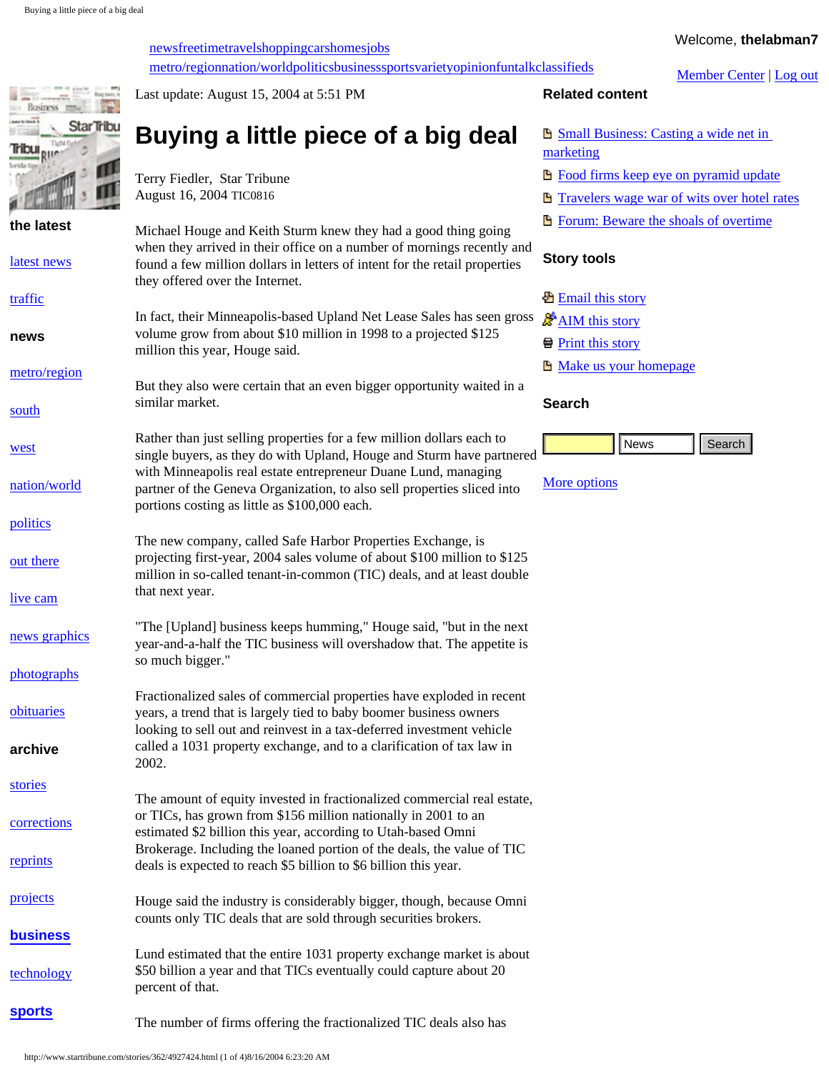Last update: August 15, 2004 at 5:51 PM

# Buying a little piece of a big deal

Terry Fiedler, Star Tribune
August 16, 2004 TIC0816

Michael Houge and Keith Sturm knew they had a good thing going when they arrived in their office on a number of mornings recently and found a few million dollars in letters of intent for the retail properties they offered over the Internet.

In fact, their Minneapolis-based Upland Net Lease Sales has seen gross volume grow from about $10 million in 1998 to a projected $125 million this year, Houge said.

But they also were certain that an even bigger opportunity waited in a similar market.

Rather than just selling properties for a few million dollars each to single buyers, as they do with Upland, Houge and Sturm have partnered with Minneapolis real estate entrepreneur Duane Lund, managing partner of the Geneva Organization, to also sell properties sliced into portions costing as little as $100,000 each.

The new company, called Safe Harbor Properties Exchange, is projecting first-year, 2004 sales volume of about $100 million to $125 million in so-called tenant-in-common (TIC) deals, and at least double that next year.

"The [Upland] business keeps humming," Houge said, "but in the next year-and-a-half the TIC business will overshadow that. The appetite is so much bigger."

Fractionalized sales of commercial properties have exploded in recent years, a trend that is largely tied to baby boomer business owners looking to sell out and reinvest in a tax-deferred investment vehicle called a 1031 property exchange, and to a clarification of tax law in 2002.

The amount of equity invested in fractionalized commercial real estate, or TICs, has grown from $156 million nationally in 2001 to an estimated $2 billion this year, according to Utah-based Omni Brokerage. Including the loaned portion of the deals, the value of TIC deals is expected to reach $5 billion to $6 billion this year.

Houge said the industry is considerably bigger, though, because Omni counts only TIC deals that are sold through securities brokers.

Lund estimated that the entire 1031 property exchange market is about $50 billion a year and that TICs eventually could capture about 20 percent of that.

The number of firms offering the fractionalized TIC deals also has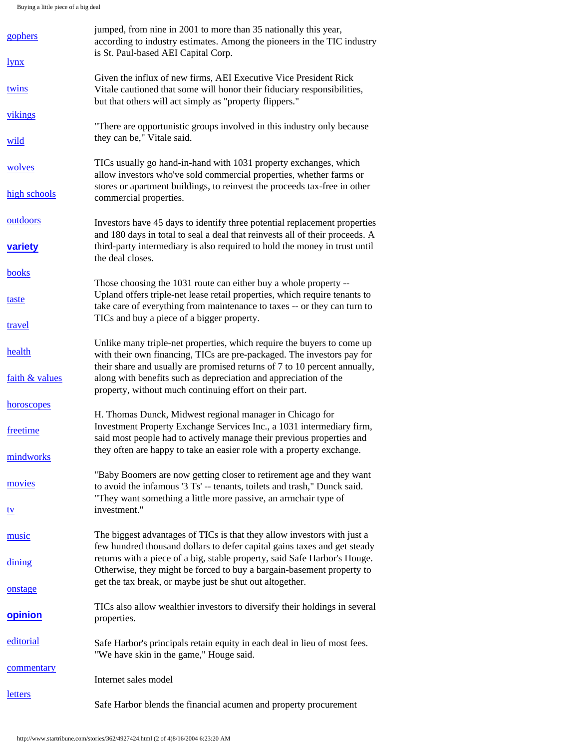jumped, from nine in 2001 to more than 35 nationally this year, according to industry estimates. Among the pioneers in the TIC industry is St. Paul-based AEI Capital Corp.

Given the influx of new firms, AEI Executive Vice President Rick Vitale cautioned that some will honor their fiduciary responsibilities, but that others will act simply as "property flippers."

"There are opportunistic groups involved in this industry only because they can be," Vitale said.

TICs usually go hand-in-hand with 1031 property exchanges, which allow investors who've sold commercial properties, whether farms or stores or apartment buildings, to reinvest the proceeds tax-free in other commercial properties.

Investors have 45 days to identify three potential replacement properties and 180 days in total to seal a deal that reinvests all of their proceeds. A third-party intermediary is also required to hold the money in trust until the deal closes.

Those choosing the 1031 route can either buy a whole property -- Upland offers triple-net lease retail properties, which require tenants to take care of everything from maintenance to taxes -- or they can turn to TICs and buy a piece of a bigger property.

Unlike many triple-net properties, which require the buyers to come up with their own financing, TICs are pre-packaged. The investors pay for their share and usually are promised returns of 7 to 10 percent annually, along with benefits such as depreciation and appreciation of the property, without much continuing effort on their part.

H. Thomas Dunck, Midwest regional manager in Chicago for Investment Property Exchange Services Inc., a 1031 intermediary firm, said most people had to actively manage their previous properties and they often are happy to take an easier role with a property exchange.

"Baby Boomers are now getting closer to retirement age and they want to avoid the infamous '3 Ts' -- tenants, toilets and trash," Dunck said. "They want something a little more passive, an armchair type of investment."

The biggest advantages of TICs is that they allow investors with just a few hundred thousand dollars to defer capital gains taxes and get steady returns with a piece of a big, stable property, said Safe Harbor's Houge. Otherwise, they might be forced to buy a bargain-basement property to get the tax break, or maybe just be shut out altogether.

TICs also allow wealthier investors to diversify their holdings in several properties.

Safe Harbor's principals retain equity in each deal in lieu of most fees. "We have skin in the game," Houge said.

Internet sales model

Safe Harbor blends the financial acumen and property procurement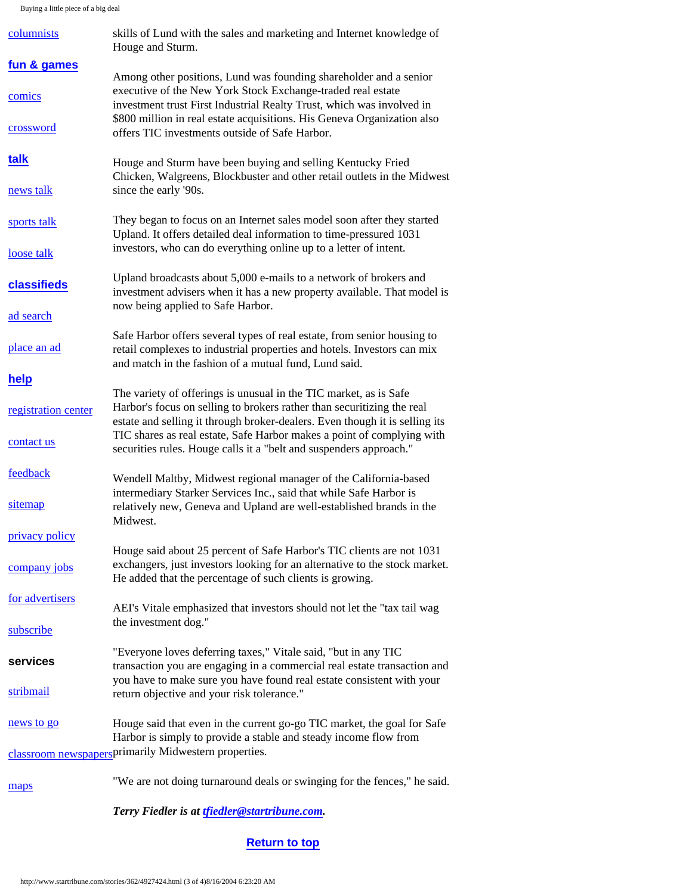skills of Lund with the sales and marketing and Internet knowledge of Houge and Sturm.

Among other positions, Lund was founding shareholder and a senior executive of the New York Stock Exchange-traded real estate investment trust First Industrial Realty Trust, which was involved in $800 million in real estate acquisitions. His Geneva Organization also offers TIC investments outside of Safe Harbor.

Houge and Sturm have been buying and selling Kentucky Fried Chicken, Walgreens, Blockbuster and other retail outlets in the Midwest since the early '90s.

They began to focus on an Internet sales model soon after they started Upland. It offers detailed deal information to time-pressured 1031 investors, who can do everything online up to a letter of intent.

Upland broadcasts about 5,000 e-mails to a network of brokers and investment advisers when it has a new property available. That model is now being applied to Safe Harbor.

Safe Harbor offers several types of real estate, from senior housing to retail complexes to industrial properties and hotels. Investors can mix and match in the fashion of a mutual fund, Lund said.

The variety of offerings is unusual in the TIC market, as is Safe Harbor's focus on selling to brokers rather than securitizing the real estate and selling it through broker-dealers. Even though it is selling its TIC shares as real estate, Safe Harbor makes a point of complying with securities rules. Houge calls it a "belt and suspenders approach."

Wendell Maltby, Midwest regional manager of the California-based intermediary Starker Services Inc., said that while Safe Harbor is relatively new, Geneva and Upland are well-established brands in the Midwest.

Houge said about 25 percent of Safe Harbor's TIC clients are not 1031 exchangers, just investors looking for an alternative to the stock market. He added that the percentage of such clients is growing.

AEI's Vitale emphasized that investors should not let the "tax tail wag the investment dog."

"Everyone loves deferring taxes," Vitale said, "but in any TIC transaction you are engaging in a commercial real estate transaction and you have to make sure you have found real estate consistent with your return objective and your risk tolerance."

Houge said that even in the current go-go TIC market, the goal for Safe Harbor is simply to provide a stable and steady income flow from primarily Midwestern properties.

"We are not doing turnaround deals or swinging for the fences," he said.

***Terry Fiedler is at tfiedler@startribune.com.***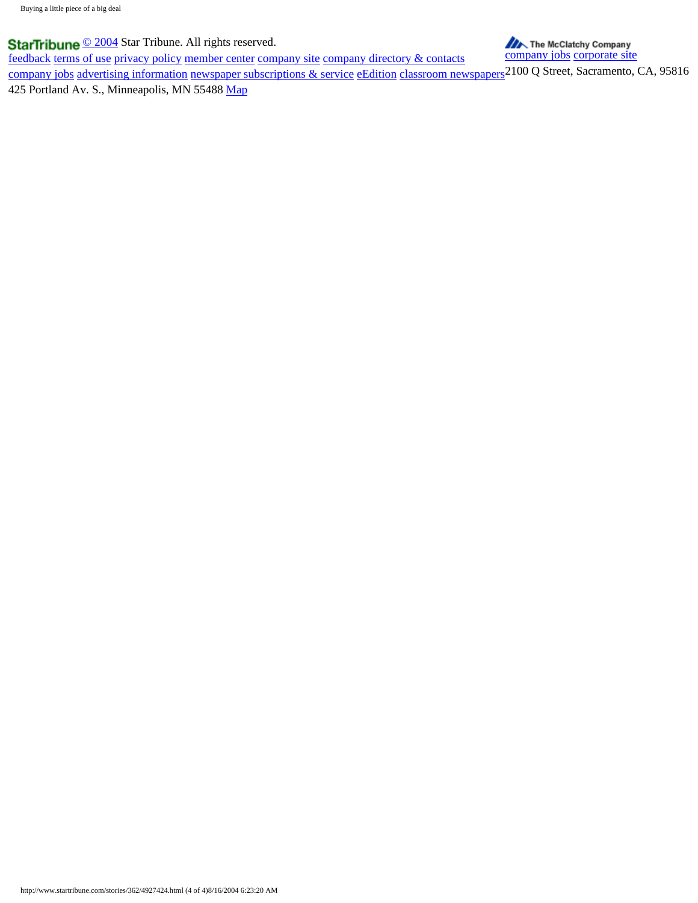StarTribune © 2004 Star Tribune. All rights reserved.
feedback terms of use privacy policy member center company site company directory & contacts
company jobs advertising information newspaper subscriptions & service eEdition classroom newspapers
425 Portland Av. S., Minneapolis, MN 55488 Map

The McClatchy Company
company jobs corporate site
2100 Q Street, Sacramento, CA, 95816